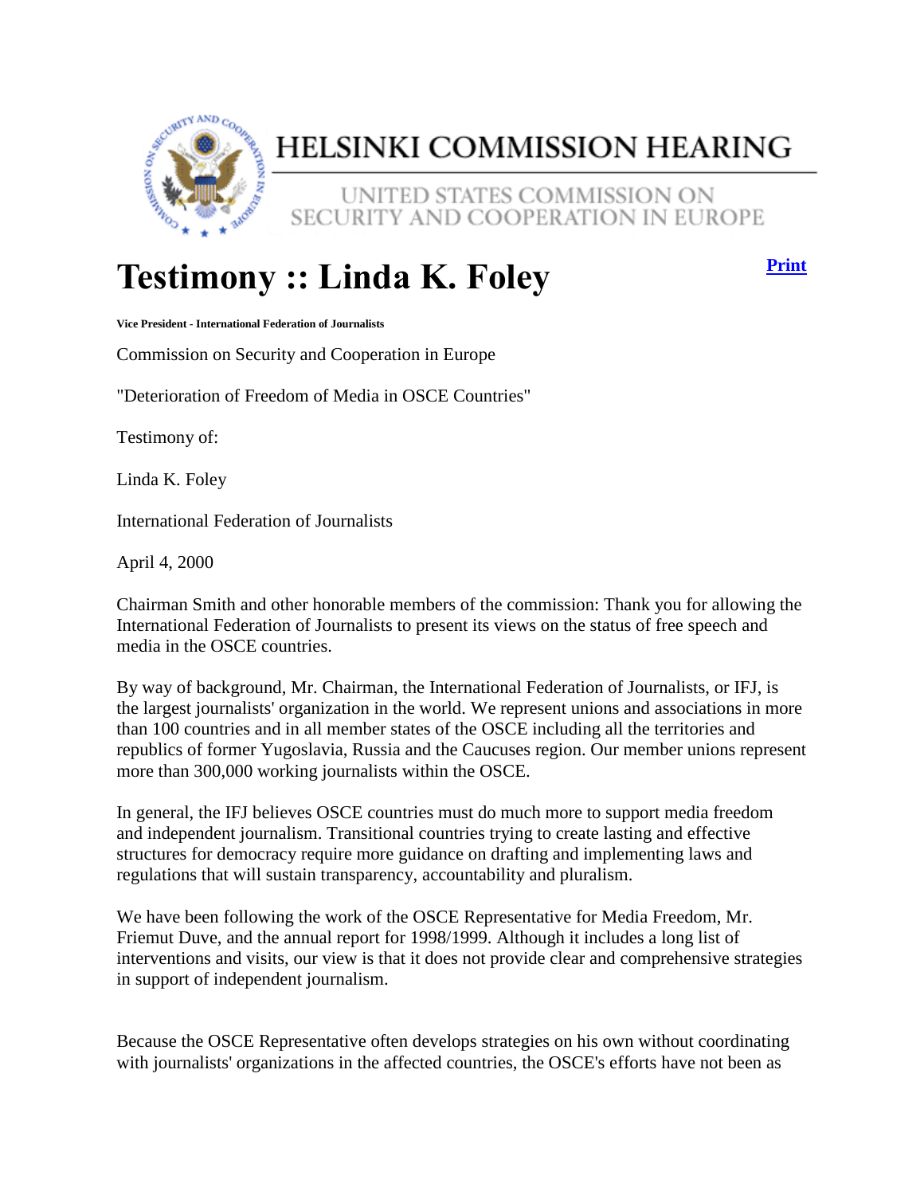# HELSINKI COMMISSION HEARING

UNITED STATES COMMISSION ON SECURITY AND COOPERATION IN EUROPE

# Testimony :: Linda K. Foley

Print

**Vice President - International Federation of Journalists**

Commission on Security and Cooperation in Europe

"Deterioration of Freedom of Media in OSCE Countries"

Testimony of:

Linda K. Foley

International Federation of Journalists

April 4, 2000

Chairman Smith and other honorable members of the commission: Thank you for allowing the International Federation of Journalists to present its views on the status of free speech and media in the OSCE countries.

By way of background, Mr. Chairman, the International Federation of Journalists, or IFJ, is the largest journalists' organization in the world. We represent unions and associations in more than 100 countries and in all member states of the OSCE including all the territories and republics of former Yugoslavia, Russia and the Caucuses region. Our member unions represent more than 300,000 working journalists within the OSCE.

In general, the IFJ believes OSCE countries must do much more to support media freedom and independent journalism. Transitional countries trying to create lasting and effective structures for democracy require more guidance on drafting and implementing laws and regulations that will sustain transparency, accountability and pluralism.

We have been following the work of the OSCE Representative for Media Freedom, Mr. Friemut Duve, and the annual report for 1998/1999. Although it includes a long list of interventions and visits, our view is that it does not provide clear and comprehensive strategies in support of independent journalism.

Because the OSCE Representative often develops strategies on his own without coordinating with journalists' organizations in the affected countries, the OSCE's efforts have not been as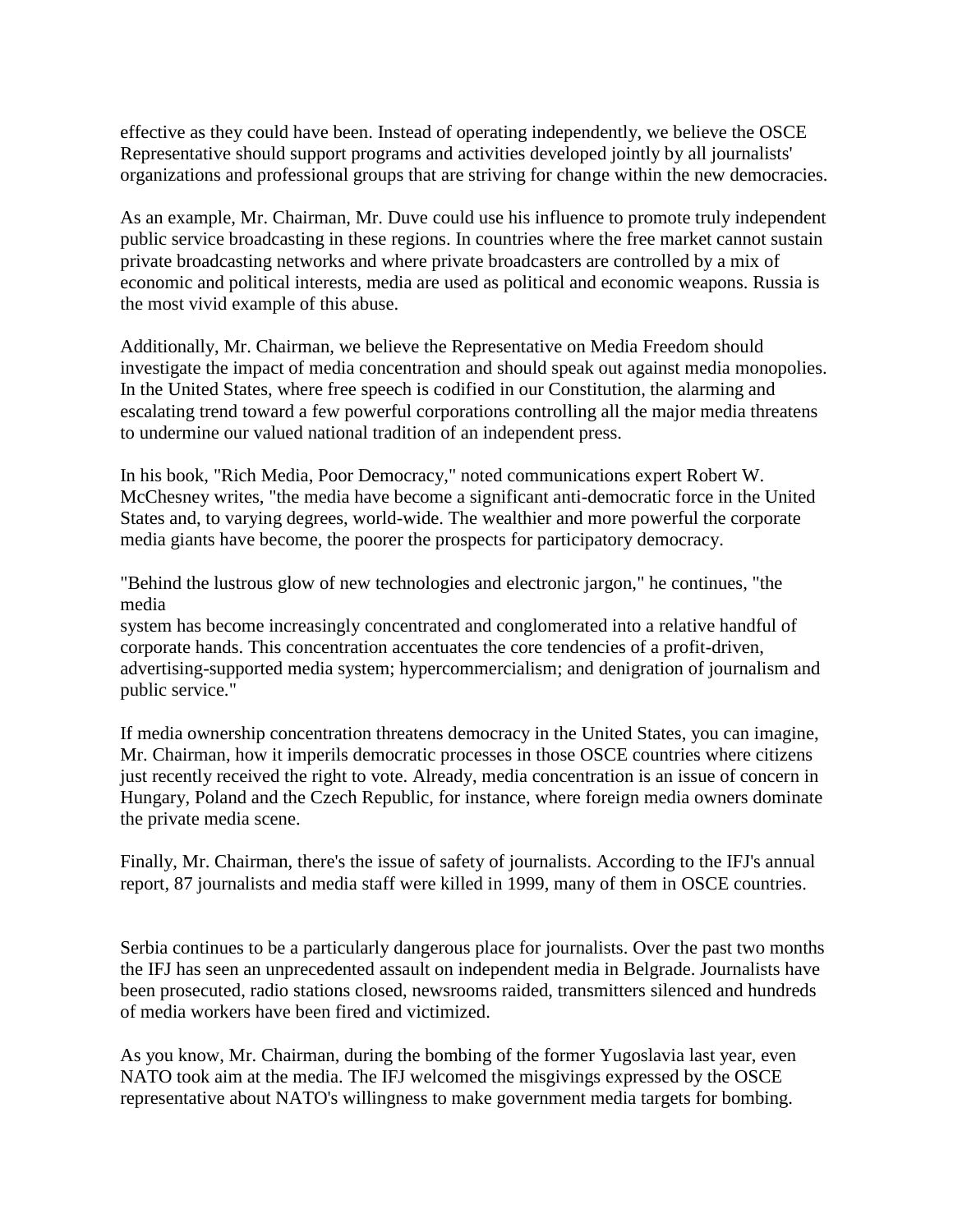effective as they could have been. Instead of operating independently, we believe the OSCE Representative should support programs and activities developed jointly by all journalists' organizations and professional groups that are striving for change within the new democracies.

As an example, Mr. Chairman, Mr. Duve could use his influence to promote truly independent public service broadcasting in these regions. In countries where the free market cannot sustain private broadcasting networks and where private broadcasters are controlled by a mix of economic and political interests, media are used as political and economic weapons. Russia is the most vivid example of this abuse.

Additionally, Mr. Chairman, we believe the Representative on Media Freedom should investigate the impact of media concentration and should speak out against media monopolies. In the United States, where free speech is codified in our Constitution, the alarming and escalating trend toward a few powerful corporations controlling all the major media threatens to undermine our valued national tradition of an independent press.

In his book, "Rich Media, Poor Democracy," noted communications expert Robert W. McChesney writes, "the media have become a significant anti-democratic force in the United States and, to varying degrees, world-wide. The wealthier and more powerful the corporate media giants have become, the poorer the prospects for participatory democracy.

"Behind the lustrous glow of new technologies and electronic jargon," he continues, "the media
system has become increasingly concentrated and conglomerated into a relative handful of corporate hands. This concentration accentuates the core tendencies of a profit-driven, advertising-supported media system; hypercommercialism; and denigration of journalism and public service."

If media ownership concentration threatens democracy in the United States, you can imagine, Mr. Chairman, how it imperils democratic processes in those OSCE countries where citizens just recently received the right to vote. Already, media concentration is an issue of concern in Hungary, Poland and the Czech Republic, for instance, where foreign media owners dominate the private media scene.

Finally, Mr. Chairman, there's the issue of safety of journalists. According to the IFJ's annual report, 87 journalists and media staff were killed in 1999, many of them in OSCE countries.

Serbia continues to be a particularly dangerous place for journalists. Over the past two months the IFJ has seen an unprecedented assault on independent media in Belgrade. Journalists have been prosecuted, radio stations closed, newsrooms raided, transmitters silenced and hundreds of media workers have been fired and victimized.

As you know, Mr. Chairman, during the bombing of the former Yugoslavia last year, even NATO took aim at the media. The IFJ welcomed the misgivings expressed by the OSCE representative about NATO's willingness to make government media targets for bombing.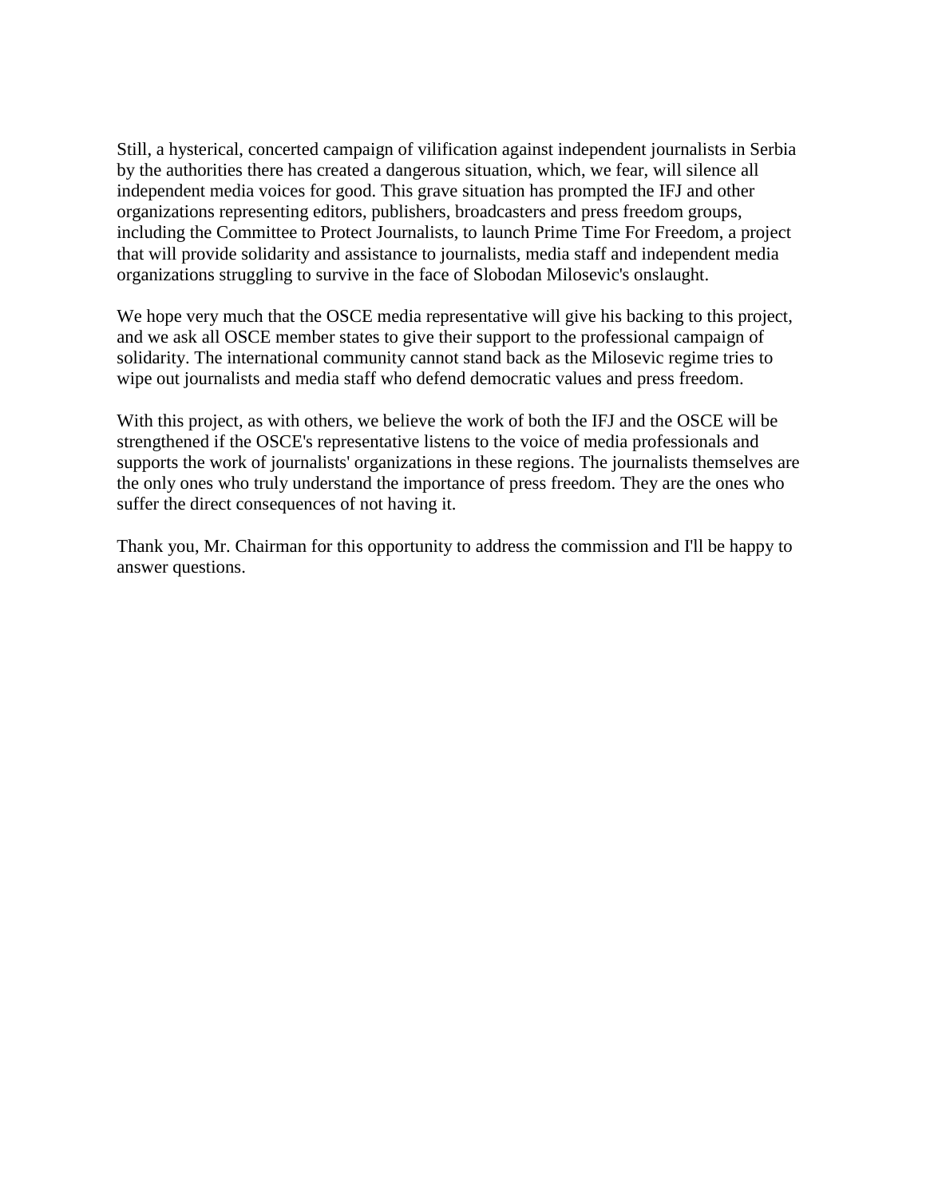Still, a hysterical, concerted campaign of vilification against independent journalists in Serbia by the authorities there has created a dangerous situation, which, we fear, will silence all independent media voices for good. This grave situation has prompted the IFJ and other organizations representing editors, publishers, broadcasters and press freedom groups, including the Committee to Protect Journalists, to launch Prime Time For Freedom, a project that will provide solidarity and assistance to journalists, media staff and independent media organizations struggling to survive in the face of Slobodan Milosevic's onslaught.

We hope very much that the OSCE media representative will give his backing to this project, and we ask all OSCE member states to give their support to the professional campaign of solidarity. The international community cannot stand back as the Milosevic regime tries to wipe out journalists and media staff who defend democratic values and press freedom.

With this project, as with others, we believe the work of both the IFJ and the OSCE will be strengthened if the OSCE's representative listens to the voice of media professionals and supports the work of journalists' organizations in these regions. The journalists themselves are the only ones who truly understand the importance of press freedom. They are the ones who suffer the direct consequences of not having it.

Thank you, Mr. Chairman for this opportunity to address the commission and I'll be happy to answer questions.